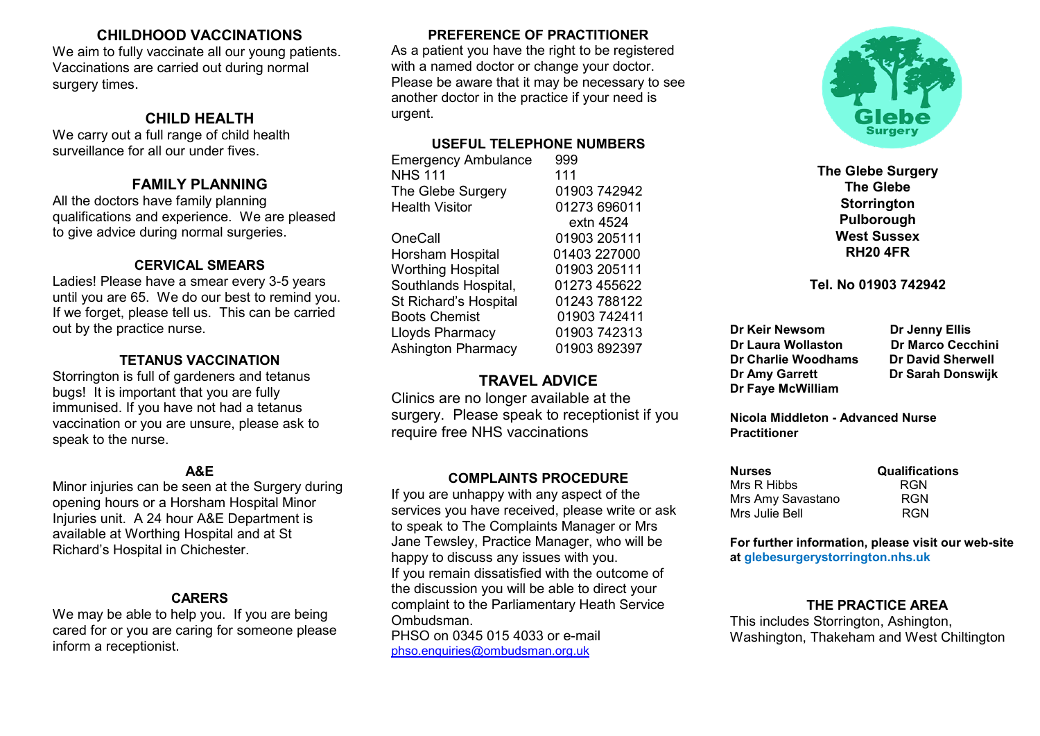## CHILDHOOD VACCINATIONS

We aim to fully vaccinate all our young patients. Vaccinations are carried out during normal surgery times.

## CHILD HEALTH

We carry out a full range of child health surveillance for all our under fives.

## FAMILY PLANNING

All the doctors have family planning qualifications and experience. We are pleased to give advice during normal surgeries.

### CERVICAL SMEARS

Ladies! Please have a smear every 3-5 years until you are 65. We do our best to remind you. If we forget, please tell us. This can be carried out by the practice nurse.

### TETANUS VACCINATION

Storrington is full of gardeners and tetanus bugs! It is important that you are fully immunised. If you have not had a tetanus vaccination or you are unsure, please ask to speak to the nurse.

### A&E

Minor injuries can be seen at the Surgery during opening hours or a Horsham Hospital Minor Injuries unit. A 24 hour A&E Department is available at Worthing Hospital and at St Richard's Hospital in Chichester.

### CARERS

We may be able to help you. If you are being cared for or you are caring for someone please inform a receptionist.

### PREFERENCE OF PRACTITIONER

As a patient you have the right to be registered with a named doctor or change your doctor. Please be aware that it may be necessary to see another doctor in the practice if your need is urgent.

### USEFUL TELEPHONE NUMBERS

| | |
|---|---|
| Emergency Ambulance | 999 |
| NHS 111 | 111 |
| The Glebe Surgery | 01903 742942 |
| Health Visitor | 01273 696011 extn 4524 |
| OneCall | 01903 205111 |
| Horsham Hospital | 01403 227000 |
| Worthing Hospital | 01903 205111 |
| Southlands Hospital, | 01273 455622 |
| St Richard's Hospital | 01243 788122 |
| Boots Chemist | 01903 742411 |
| Lloyds Pharmacy | 01903 742313 |
| Ashington Pharmacy | 01903 892397 |

## TRAVEL ADVICE

Clinics are no longer available at the surgery. Please speak to receptionist if you require free NHS vaccinations

### COMPLAINTS PROCEDURE

If you are unhappy with any aspect of the services you have received, please write or ask to speak to The Complaints Manager or Mrs Jane Tewsley, Practice Manager, who will be happy to discuss any issues with you.
If you remain dissatisfied with the outcome of the discussion you will be able to direct your complaint to the Parliamentary Heath Service Ombudsman.
PHSO on 0345 015 4033 or e-mail
phso.enquiries@ombudsman.org.uk

Glebe Surgery

**The Glebe Surgery**
**The Glebe**
**Storrington**
**Pulborough**
**West Sussex**
**RH20 4FR**

**Tel. No 01903 742942**

**Dr Keir Newsom**
**Dr Laura Wollaston**
**Dr Charlie Woodhams**
**Dr Amy Garrett**
**Dr Faye McWilliam**
**Dr Jenny Ellis**
**Dr Marco Cecchini**
**Dr David Sherwell**
**Dr Sarah Donswijk**

**Nicola Middleton - Advanced Nurse Practitioner**

| **Nurses** | **Qualifications** |
|---|---|
| Mrs R Hibbs | RGN |
| Mrs Amy Savastano | RGN |
| Mrs Julie Bell | RGN |

**For further information, please visit our web-site at glebesurgerystorrington.nhs.uk**

### THE PRACTICE AREA

This includes Storrington, Ashington, Washington, Thakeham and West Chiltington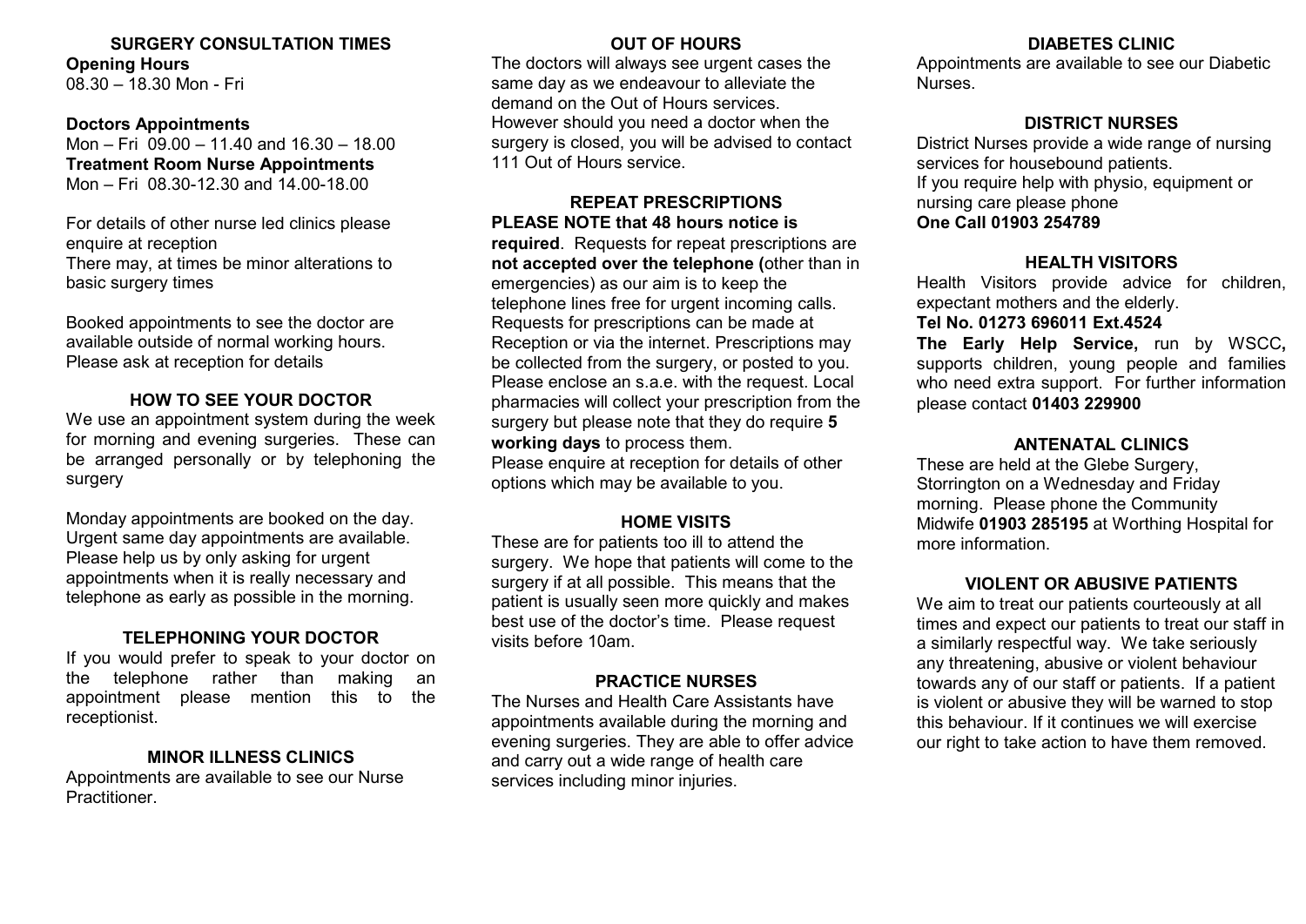## SURGERY CONSULTATION TIMES

**Opening Hours**
08.30 – 18.30 Mon - Fri

**Doctors Appointments**
Mon – Fri 09.00 – 11.40 and 16.30 – 18.00
**Treatment Room Nurse Appointments**
Mon – Fri 08.30-12.30 and 14.00-18.00

For details of other nurse led clinics please enquire at reception
There may, at times be minor alterations to basic surgery times

Booked appointments to see the doctor are available outside of normal working hours. Please ask at reception for details

## HOW TO SEE YOUR DOCTOR

We use an appointment system during the week for morning and evening surgeries. These can be arranged personally or by telephoning the surgery

Monday appointments are booked on the day. Urgent same day appointments are available. Please help us by only asking for urgent appointments when it is really necessary and telephone as early as possible in the morning.

## TELEPHONING YOUR DOCTOR

If you would prefer to speak to your doctor on the telephone rather than making an appointment please mention this to the receptionist.

## MINOR ILLNESS CLINICS

Appointments are available to see our Nurse Practitioner.

## OUT OF HOURS

The doctors will always see urgent cases the same day as we endeavour to alleviate the demand on the Out of Hours services.
However should you need a doctor when the surgery is closed, you will be advised to contact 111 Out of Hours service.

## REPEAT PRESCRIPTIONS

**PLEASE NOTE that 48 hours notice is required**. Requests for repeat prescriptions are **not accepted over the telephone (**other than in emergencies) as our aim is to keep the telephone lines free for urgent incoming calls. Requests for prescriptions can be made at Reception or via the internet. Prescriptions may be collected from the surgery, or posted to you. Please enclose an s.a.e. with the request. Local pharmacies will collect your prescription from the surgery but please note that they do require **5 working days** to process them.
Please enquire at reception for details of other options which may be available to you.

## HOME VISITS

These are for patients too ill to attend the surgery. We hope that patients will come to the surgery if at all possible. This means that the patient is usually seen more quickly and makes best use of the doctor's time. Please request visits before 10am.

## PRACTICE NURSES

The Nurses and Health Care Assistants have appointments available during the morning and evening surgeries. They are able to offer advice and carry out a wide range of health care services including minor injuries.

## DIABETES CLINIC

Appointments are available to see our Diabetic Nurses.

## DISTRICT NURSES

District Nurses provide a wide range of nursing services for housebound patients.
If you require help with physio, equipment or nursing care please phone
**One Call 01903 254789**

## HEALTH VISITORS

Health Visitors provide advice for children, expectant mothers and the elderly.
**Tel No. 01273 696011 Ext.4524**
**The Early Help Service,** run by WSCC**,** supports children, young people and families who need extra support. For further information please contact **01403 229900**

## ANTENATAL CLINICS

These are held at the Glebe Surgery, Storrington on a Wednesday and Friday morning. Please phone the Community Midwife **01903 285195** at Worthing Hospital for more information.

## VIOLENT OR ABUSIVE PATIENTS

We aim to treat our patients courteously at all times and expect our patients to treat our staff in a similarly respectful way. We take seriously any threatening, abusive or violent behaviour towards any of our staff or patients. If a patient is violent or abusive they will be warned to stop this behaviour. If it continues we will exercise our right to take action to have them removed.